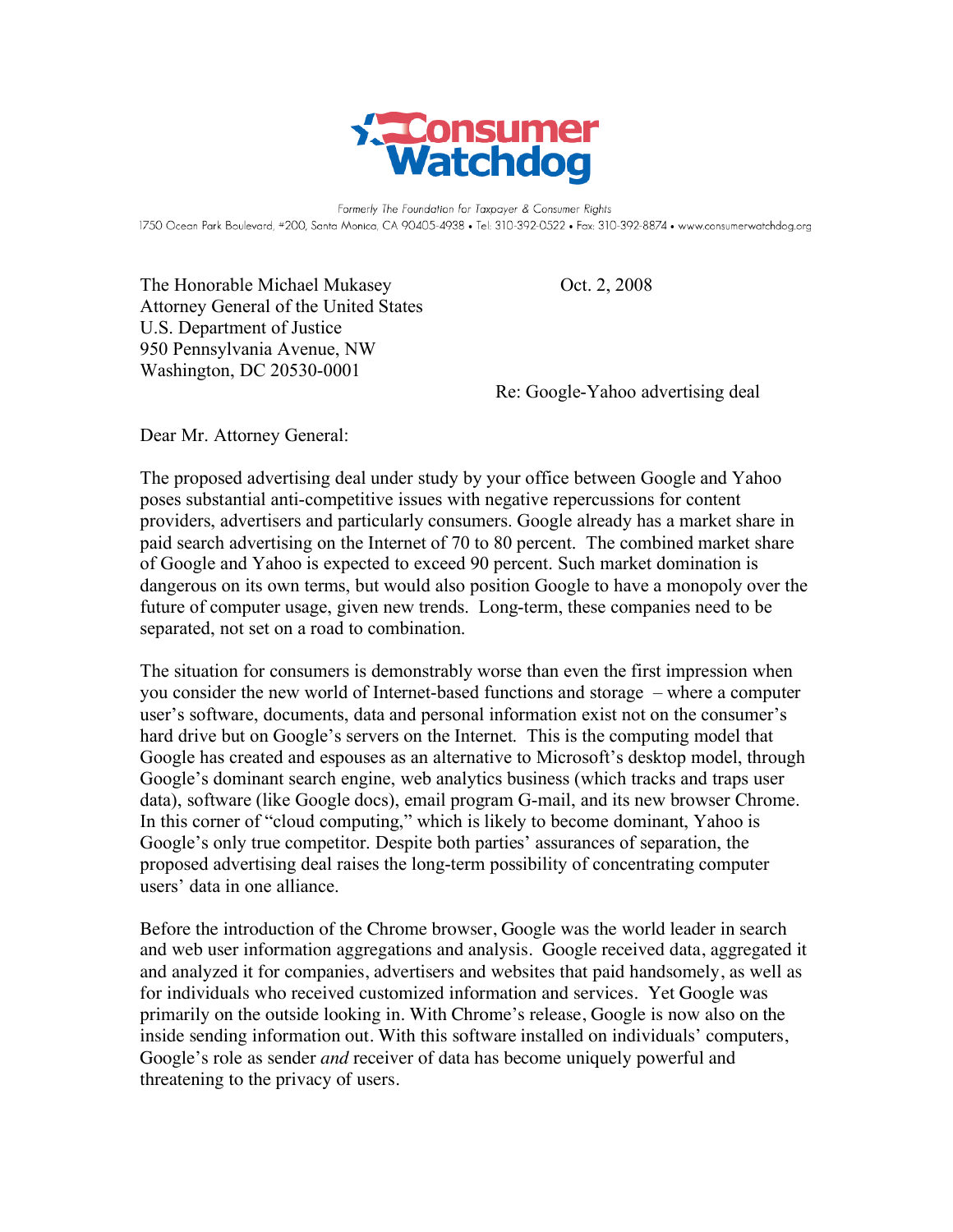# Consumer Watchdog

*Formerly The Foundation for Taxpayer & Consumer Rights*

1750 Ocean Park Boulevard, #200, Santa Monica, CA 90405-4938 • Tel: 310-392-0522 • Fax: 310-392-8874 • www.consumerwatchdog.org

The Honorable Michael Mukasey
Attorney General of the United States
U.S. Department of Justice
950 Pennsylvania Avenue, NW
Washington, DC 20530-0001

Oct. 2, 2008

Re: Google-Yahoo advertising deal

Dear Mr. Attorney General:

The proposed advertising deal under study by your office between Google and Yahoo poses substantial anti-competitive issues with negative repercussions for content providers, advertisers and particularly consumers. Google already has a market share in paid search advertising on the Internet of 70 to 80 percent. The combined market share of Google and Yahoo is expected to exceed 90 percent. Such market domination is dangerous on its own terms, but would also position Google to have a monopoly over the future of computer usage, given new trends. Long-term, these companies need to be separated, not set on a road to combination.

The situation for consumers is demonstrably worse than even the first impression when you consider the new world of Internet-based functions and storage – where a computer user's software, documents, data and personal information exist not on the consumer's hard drive but on Google's servers on the Internet. This is the computing model that Google has created and espouses as an alternative to Microsoft's desktop model, through Google's dominant search engine, web analytics business (which tracks and traps user data), software (like Google docs), email program G-mail, and its new browser Chrome. In this corner of "cloud computing," which is likely to become dominant, Yahoo is Google's only true competitor. Despite both parties' assurances of separation, the proposed advertising deal raises the long-term possibility of concentrating computer users' data in one alliance.

Before the introduction of the Chrome browser, Google was the world leader in search and web user information aggregations and analysis. Google received data, aggregated it and analyzed it for companies, advertisers and websites that paid handsomely, as well as for individuals who received customized information and services. Yet Google was primarily on the outside looking in. With Chrome's release, Google is now also on the inside sending information out. With this software installed on individuals' computers, Google's role as sender *and* receiver of data has become uniquely powerful and threatening to the privacy of users.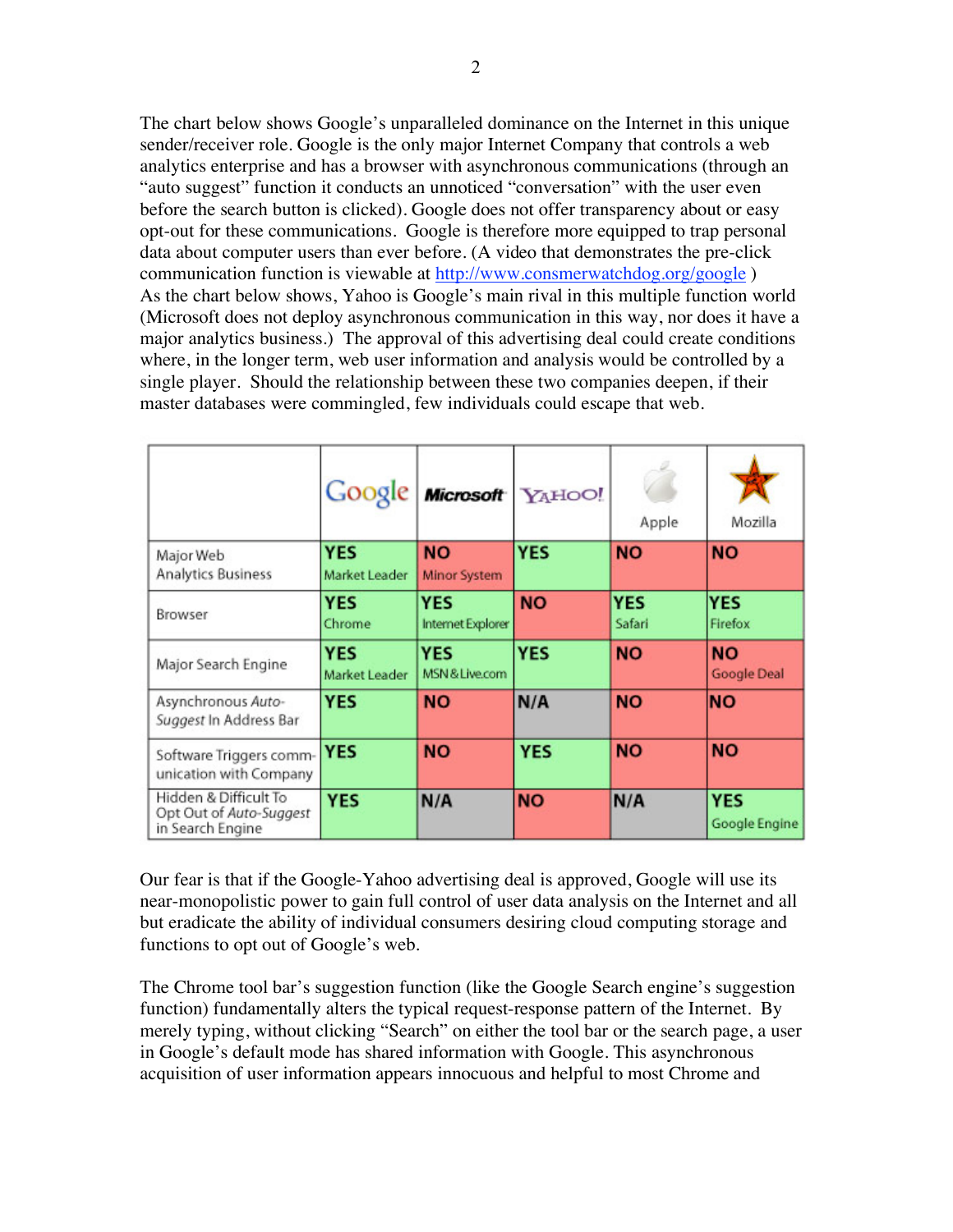The chart below shows Google's unparalleled dominance on the Internet in this unique sender/receiver role. Google is the only major Internet Company that controls a web analytics enterprise and has a browser with asynchronous communications (through an "auto suggest" function it conducts an unnoticed "conversation" with the user even before the search button is clicked). Google does not offer transparency about or easy opt-out for these communications. Google is therefore more equipped to trap personal data about computer users than ever before. (A video that demonstrates the pre-click communication function is viewable at [http://www.consmerwatchdog.org/google](http://www.consmerwatchdog.org/google) )
As the chart below shows, Yahoo is Google's main rival in this multiple function world (Microsoft does not deploy asynchronous communication in this way, nor does it have a major analytics business.) The approval of this advertising deal could create conditions where, in the longer term, web user information and analysis would be controlled by a single player. Should the relationship between these two companies deepen, if their master databases were commingled, few individuals could escape that web.

| | Google | Microsoft | YAHOO! | Apple | Mozilla |
|---|---|---|---|---|---|
| Major Web Analytics Business | YES Market Leader | NO Minor System | YES | NO | NO |
| Browser | YES Chrome | YES Internet Explorer | NO | YES Safari | YES Firefox |
| Major Search Engine | YES Market Leader | YES MSN & Live.com | YES | NO | NO Google Deal |
| Asynchronous *Auto-Suggest* In Address Bar | YES | NO | N/A | NO | NO |
| Software Triggers communication with Company | YES | NO | YES | NO | NO |
| Hidden & Difficult To Opt Out of *Auto-Suggest* in Search Engine | YES | N/A | NO | N/A | YES Google Engine |

Our fear is that if the Google-Yahoo advertising deal is approved, Google will use its near-monopolistic power to gain full control of user data analysis on the Internet and all but eradicate the ability of individual consumers desiring cloud computing storage and functions to opt out of Google's web.

The Chrome tool bar's suggestion function (like the Google Search engine's suggestion function) fundamentally alters the typical request-response pattern of the Internet. By merely typing, without clicking "Search" on either the tool bar or the search page, a user in Google's default mode has shared information with Google. This asynchronous acquisition of user information appears innocuous and helpful to most Chrome and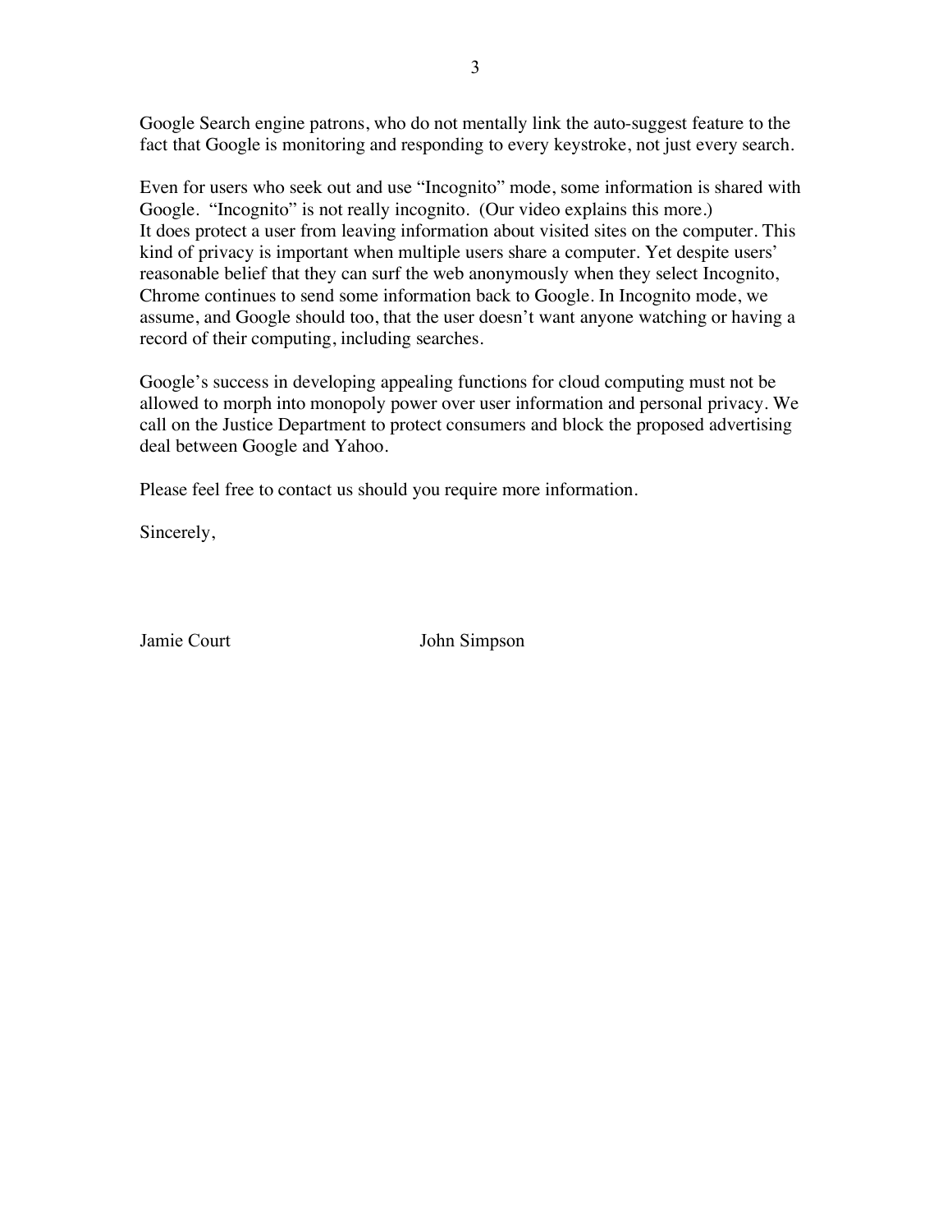Google Search engine patrons, who do not mentally link the auto-suggest feature to the fact that Google is monitoring and responding to every keystroke, not just every search.

Even for users who seek out and use "Incognito" mode, some information is shared with Google. "Incognito" is not really incognito. (Our video explains this more.) It does protect a user from leaving information about visited sites on the computer. This kind of privacy is important when multiple users share a computer. Yet despite users' reasonable belief that they can surf the web anonymously when they select Incognito, Chrome continues to send some information back to Google. In Incognito mode, we assume, and Google should too, that the user doesn't want anyone watching or having a record of their computing, including searches.

Google's success in developing appealing functions for cloud computing must not be allowed to morph into monopoly power over user information and personal privacy. We call on the Justice Department to protect consumers and block the proposed advertising deal between Google and Yahoo.

Please feel free to contact us should you require more information.

Sincerely,

Jamie Court John Simpson